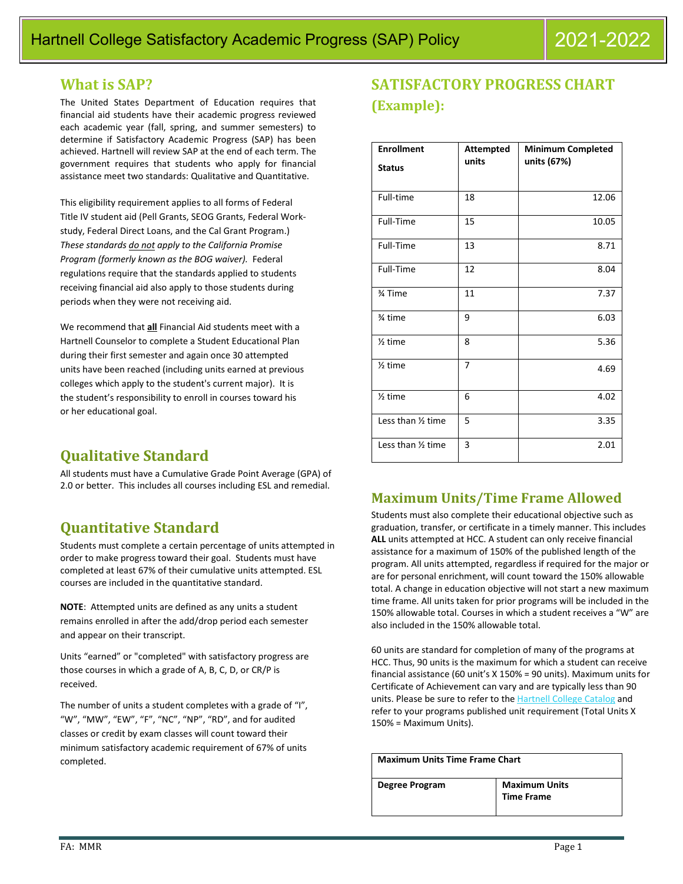# Hartnell College Satisfactory Academic Progress (SAP) Policy 2021-2022

## What is SAP?

The United States Department of Education requires that financial aid students have their academic progress reviewed each academic year (fall, spring, and summer semesters) to determine if Satisfactory Academic Progress (SAP) has been achieved. Hartnell will review SAP at the end of each term. The government requires that students who apply for financial assistance meet two standards: Qualitative and Quantitative.

This eligibility requirement applies to all forms of Federal Title IV student aid (Pell Grants, SEOG Grants, Federal Work-study, Federal Direct Loans, and the Cal Grant Program.) *These standards do not apply to the California Promise Program (formerly known as the BOG waiver).* Federal regulations require that the standards applied to students receiving financial aid also apply to those students during periods when they were not receiving aid.

We recommend that **all** Financial Aid students meet with a Hartnell Counselor to complete a Student Educational Plan during their first semester and again once 30 attempted units have been reached (including units earned at previous colleges which apply to the student's current major). It is the student's responsibility to enroll in courses toward his or her educational goal.

## Qualitative Standard

All students must have a Cumulative Grade Point Average (GPA) of 2.0 or better. This includes all courses including ESL and remedial.

## Quantitative Standard

Students must complete a certain percentage of units attempted in order to make progress toward their goal. Students must have completed at least 67% of their cumulative units attempted. ESL courses are included in the quantitative standard.

**NOTE**: Attempted units are defined as any units a student remains enrolled in after the add/drop period each semester and appear on their transcript.

Units "earned" or "completed" with satisfactory progress are those courses in which a grade of A, B, C, D, or CR/P is received.

The number of units a student completes with a grade of "I", "W", "MW", "EW", "F", "NC", "NP", "RD", and for audited classes or credit by exam classes will count toward their minimum satisfactory academic requirement of 67% of units completed.

## SATISFACTORY PROGRESS CHART (Example):

| Enrollment Status | Attempted units | Minimum Completed units (67%) |
|---|---|---|
| Full-time | 18 | 12.06 |
| Full-Time | 15 | 10.05 |
| Full-Time | 13 | 8.71 |
| Full-Time | 12 | 8.04 |
| ¾ Time | 11 | 7.37 |
| ¾ time | 9 | 6.03 |
| ½ time | 8 | 5.36 |
| ½ time | 7 | 4.69 |
| ½ time | 6 | 4.02 |
| Less than ½ time | 5 | 3.35 |
| Less than ½ time | 3 | 2.01 |

## Maximum Units/Time Frame Allowed

Students must also complete their educational objective such as graduation, transfer, or certificate in a timely manner. This includes **ALL** units attempted at HCC. A student can only receive financial assistance for a maximum of 150% of the published length of the program. All units attempted, regardless if required for the major or are for personal enrichment, will count toward the 150% allowable total. A change in education objective will not start a new maximum time frame. All units taken for prior programs will be included in the 150% allowable total. Courses in which a student receives a "W" are also included in the 150% allowable total.

60 units are standard for completion of many of the programs at HCC. Thus, 90 units is the maximum for which a student can receive financial assistance (60 unit's X 150% = 90 units). Maximum units for Certificate of Achievement can vary and are typically less than 90 units. Please be sure to refer to the Hartnell College Catalog and refer to your programs published unit requirement (Total Units X 150% = Maximum Units).

| Maximum Units Time Frame Chart | |
|---|---|
| **Degree Program** | **Maximum Units Time Frame** |

FA: MMR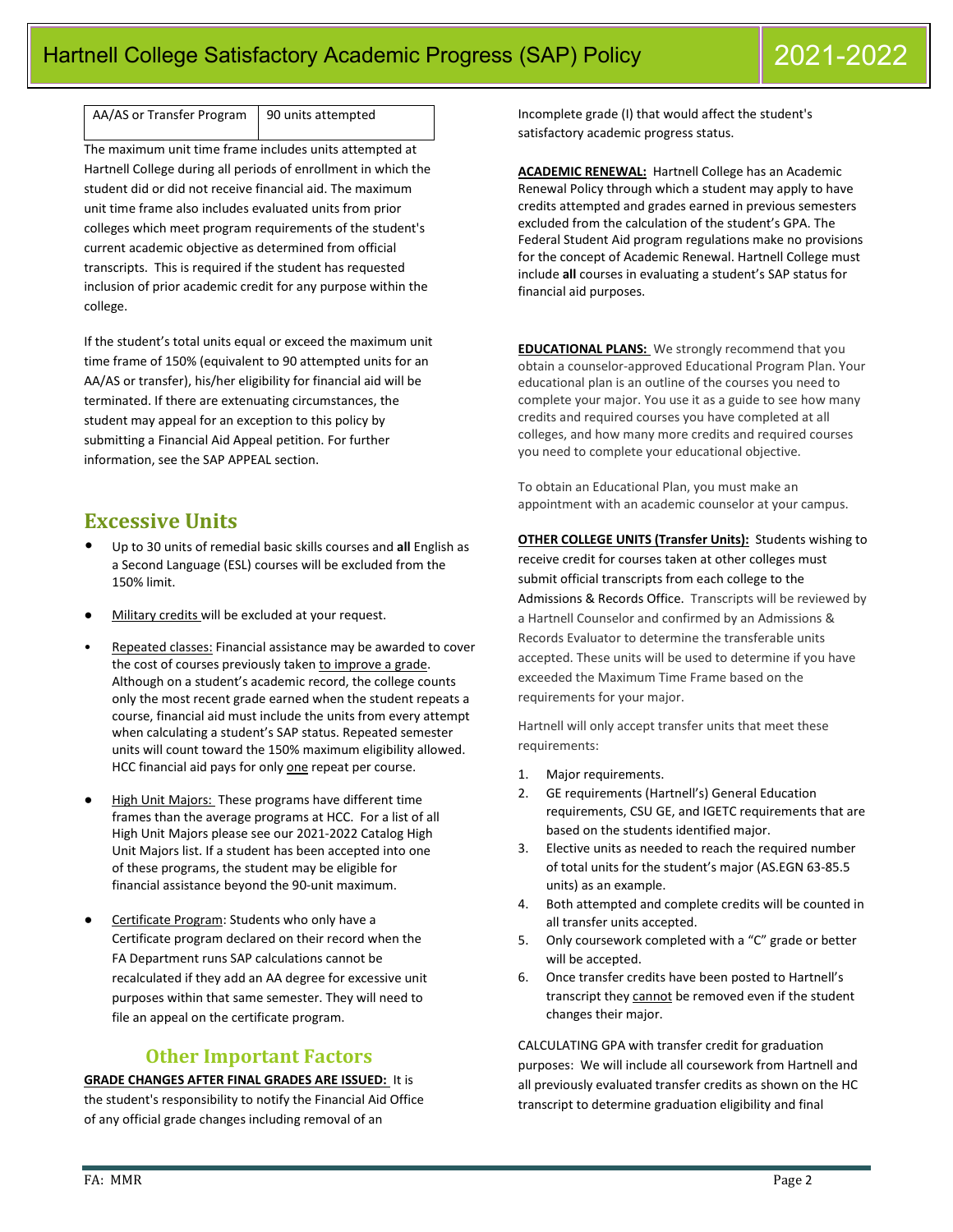| AA/AS or Transfer Program | 90 units attempted |
|---|---|

The maximum unit time frame includes units attempted at Hartnell College during all periods of enrollment in which the student did or did not receive financial aid. The maximum unit time frame also includes evaluated units from prior colleges which meet program requirements of the student's current academic objective as determined from official transcripts. This is required if the student has requested inclusion of prior academic credit for any purpose within the college.

If the student's total units equal or exceed the maximum unit time frame of 150% (equivalent to 90 attempted units for an AA/AS or transfer), his/her eligibility for financial aid will be terminated. If there are extenuating circumstances, the student may appeal for an exception to this policy by submitting a Financial Aid Appeal petition. For further information, see the SAP APPEAL section.

## Excessive Units

- Up to 30 units of remedial basic skills courses and **all** English as a Second Language (ESL) courses will be excluded from the 150% limit.
- Military credits will be excluded at your request.
- Repeated classes: Financial assistance may be awarded to cover the cost of courses previously taken to improve a grade. Although on a student's academic record, the college counts only the most recent grade earned when the student repeats a course, financial aid must include the units from every attempt when calculating a student's SAP status. Repeated semester units will count toward the 150% maximum eligibility allowed. HCC financial aid pays for only one repeat per course.
- High Unit Majors: These programs have different time frames than the average programs at HCC. For a list of all High Unit Majors please see our 2021-2022 Catalog High Unit Majors list. If a student has been accepted into one of these programs, the student may be eligible for financial assistance beyond the 90-unit maximum.
- Certificate Program: Students who only have a Certificate program declared on their record when the FA Department runs SAP calculations cannot be recalculated if they add an AA degree for excessive unit purposes within that same semester. They will need to file an appeal on the certificate program.

## Other Important Factors

**GRADE CHANGES AFTER FINAL GRADES ARE ISSUED:** It is the student's responsibility to notify the Financial Aid Office of any official grade changes including removal of an Incomplete grade (I) that would affect the student's satisfactory academic progress status.

**ACADEMIC RENEWAL:** Hartnell College has an Academic Renewal Policy through which a student may apply to have credits attempted and grades earned in previous semesters excluded from the calculation of the student's GPA. The Federal Student Aid program regulations make no provisions for the concept of Academic Renewal. Hartnell College must include **all** courses in evaluating a student's SAP status for financial aid purposes.

**EDUCATIONAL PLANS:** We strongly recommend that you obtain a counselor-approved Educational Program Plan. Your educational plan is an outline of the courses you need to complete your major. You use it as a guide to see how many credits and required courses you have completed at all colleges, and how many more credits and required courses you need to complete your educational objective.

To obtain an Educational Plan, you must make an appointment with an academic counselor at your campus.

**OTHER COLLEGE UNITS (Transfer Units):** Students wishing to receive credit for courses taken at other colleges must submit official transcripts from each college to the Admissions & Records Office. Transcripts will be reviewed by a Hartnell Counselor and confirmed by an Admissions & Records Evaluator to determine the transferable units accepted. These units will be used to determine if you have exceeded the Maximum Time Frame based on the requirements for your major.

Hartnell will only accept transfer units that meet these requirements:

1. Major requirements.
2. GE requirements (Hartnell's) General Education requirements, CSU GE, and IGETC requirements that are based on the students identified major.
3. Elective units as needed to reach the required number of total units for the student's major (AS.EGN 63-85.5 units) as an example.
4. Both attempted and complete credits will be counted in all transfer units accepted.
5. Only coursework completed with a "C" grade or better will be accepted.
6. Once transfer credits have been posted to Hartnell's transcript they cannot be removed even if the student changes their major.

CALCULATING GPA with transfer credit for graduation purposes: We will include all coursework from Hartnell and all previously evaluated transfer credits as shown on the HC transcript to determine graduation eligibility and final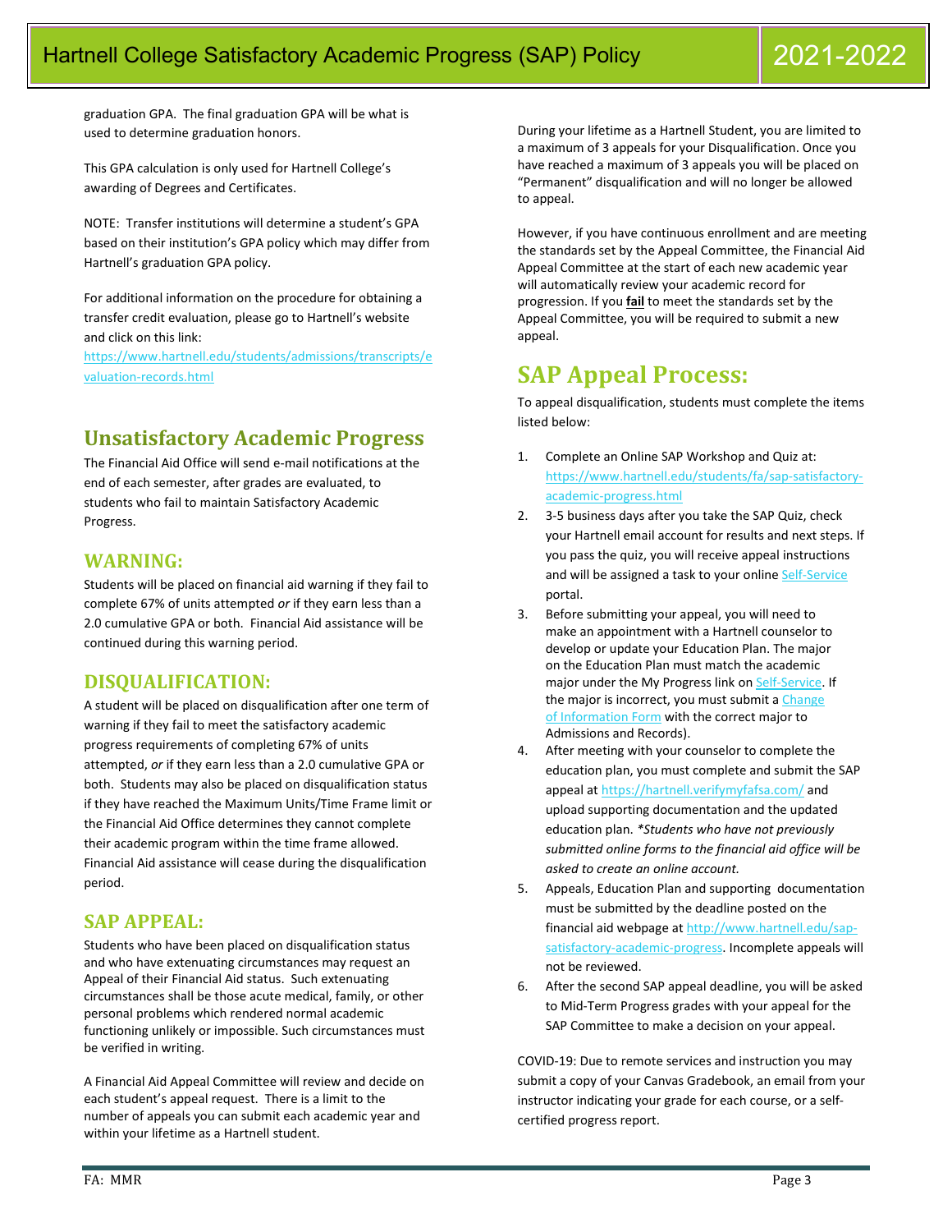graduation GPA. The final graduation GPA will be what is used to determine graduation honors.

This GPA calculation is only used for Hartnell College's awarding of Degrees and Certificates.

NOTE: Transfer institutions will determine a student's GPA based on their institution's GPA policy which may differ from Hartnell's graduation GPA policy.

For additional information on the procedure for obtaining a transfer credit evaluation, please go to Hartnell's website and click on this link:
https://www.hartnell.edu/students/admissions/transcripts/evaluation-records.html

## Unsatisfactory Academic Progress

The Financial Aid Office will send e-mail notifications at the end of each semester, after grades are evaluated, to students who fail to maintain Satisfactory Academic Progress.

### WARNING:

Students will be placed on financial aid warning if they fail to complete 67% of units attempted *or* if they earn less than a 2.0 cumulative GPA or both. Financial Aid assistance will be continued during this warning period.

### DISQUALIFICATION:

A student will be placed on disqualification after one term of warning if they fail to meet the satisfactory academic progress requirements of completing 67% of units attempted, *or* if they earn less than a 2.0 cumulative GPA or both. Students may also be placed on disqualification status if they have reached the Maximum Units/Time Frame limit or the Financial Aid Office determines they cannot complete their academic program within the time frame allowed. Financial Aid assistance will cease during the disqualification period.

### SAP APPEAL:

Students who have been placed on disqualification status and who have extenuating circumstances may request an Appeal of their Financial Aid status. Such extenuating circumstances shall be those acute medical, family, or other personal problems which rendered normal academic functioning unlikely or impossible. Such circumstances must be verified in writing.

A Financial Aid Appeal Committee will review and decide on each student's appeal request. There is a limit to the number of appeals you can submit each academic year and within your lifetime as a Hartnell student.

During your lifetime as a Hartnell Student, you are limited to a maximum of 3 appeals for your Disqualification. Once you have reached a maximum of 3 appeals you will be placed on "Permanent" disqualification and will no longer be allowed to appeal.

However, if you have continuous enrollment and are meeting the standards set by the Appeal Committee, the Financial Aid Appeal Committee at the start of each new academic year will automatically review your academic record for progression. If you **fail** to meet the standards set by the Appeal Committee, you will be required to submit a new appeal.

## SAP Appeal Process:

To appeal disqualification, students must complete the items listed below:

1. Complete an Online SAP Workshop and Quiz at: https://www.hartnell.edu/students/fa/sap-satisfactory-academic-progress.html
2. 3-5 business days after you take the SAP Quiz, check your Hartnell email account for results and next steps. If you pass the quiz, you will receive appeal instructions and will be assigned a task to your online Self-Service portal.
3. Before submitting your appeal, you will need to make an appointment with a Hartnell counselor to develop or update your Education Plan. The major on the Education Plan must match the academic major under the My Progress link on Self-Service. If the major is incorrect, you must submit a Change of Information Form with the correct major to Admissions and Records).
4. After meeting with your counselor to complete the education plan, you must complete and submit the SAP appeal at https://hartnell.verifymyfafsa.com/ and upload supporting documentation and the updated education plan. *\*Students who have not previously submitted online forms to the financial aid office will be asked to create an online account.*
5. Appeals, Education Plan and supporting documentation must be submitted by the deadline posted on the financial aid webpage at http://www.hartnell.edu/sap-satisfactory-academic-progress. Incomplete appeals will not be reviewed.
6. After the second SAP appeal deadline, you will be asked to Mid-Term Progress grades with your appeal for the SAP Committee to make a decision on your appeal.

COVID-19: Due to remote services and instruction you may submit a copy of your Canvas Gradebook, an email from your instructor indicating your grade for each course, or a self-certified progress report.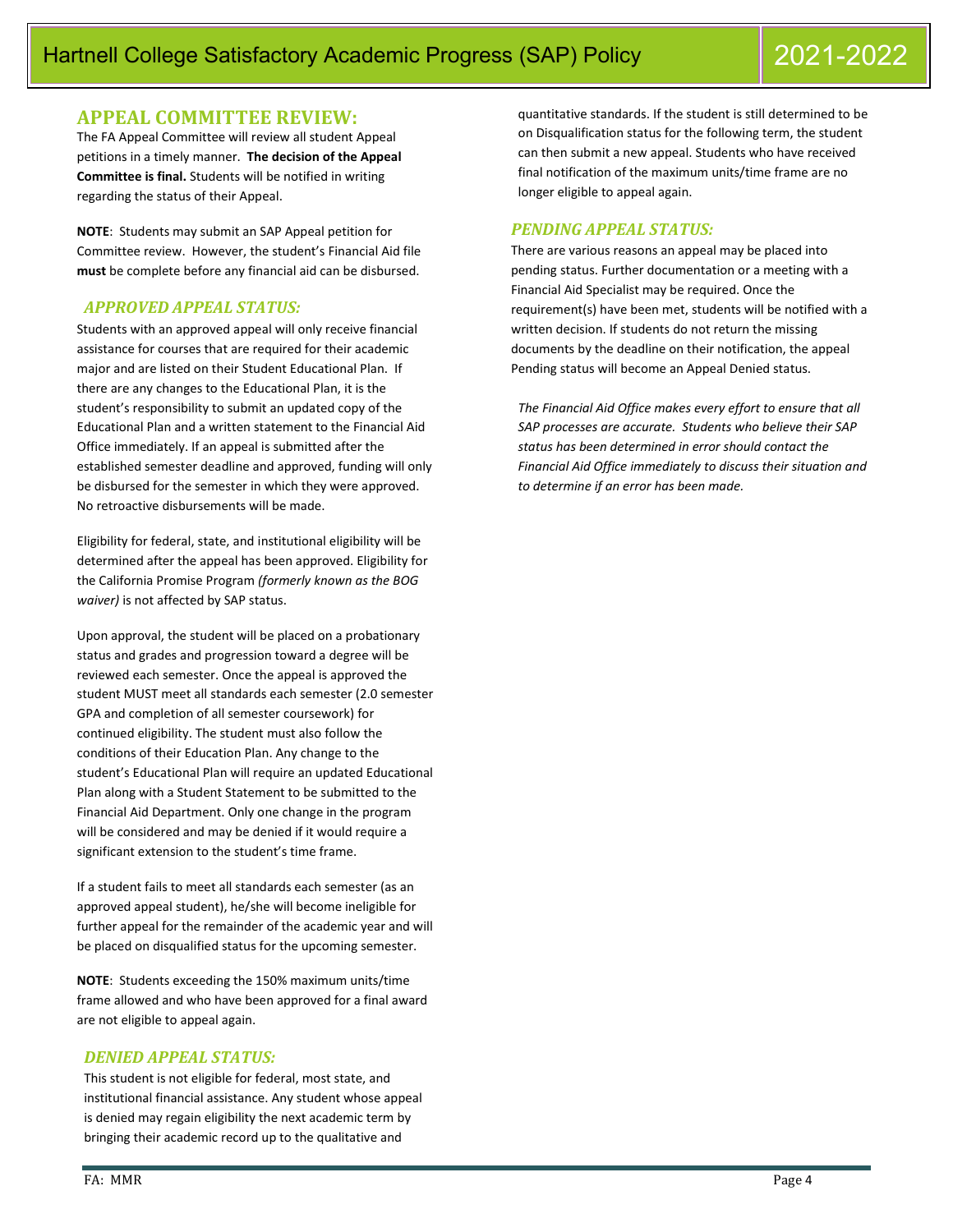## APPEAL COMMITTEE REVIEW:

The FA Appeal Committee will review all student Appeal petitions in a timely manner. **The decision of the Appeal Committee is final.** Students will be notified in writing regarding the status of their Appeal.

**NOTE**: Students may submit an SAP Appeal petition for Committee review. However, the student's Financial Aid file **must** be complete before any financial aid can be disbursed.

### *APPROVED APPEAL STATUS:*

Students with an approved appeal will only receive financial assistance for courses that are required for their academic major and are listed on their Student Educational Plan. If there are any changes to the Educational Plan, it is the student's responsibility to submit an updated copy of the Educational Plan and a written statement to the Financial Aid Office immediately. If an appeal is submitted after the established semester deadline and approved, funding will only be disbursed for the semester in which they were approved. No retroactive disbursements will be made.

Eligibility for federal, state, and institutional eligibility will be determined after the appeal has been approved. Eligibility for the California Promise Program *(formerly known as the BOG waiver)* is not affected by SAP status.

Upon approval, the student will be placed on a probationary status and grades and progression toward a degree will be reviewed each semester. Once the appeal is approved the student MUST meet all standards each semester (2.0 semester GPA and completion of all semester coursework) for continued eligibility. The student must also follow the conditions of their Education Plan. Any change to the student's Educational Plan will require an updated Educational Plan along with a Student Statement to be submitted to the Financial Aid Department. Only one change in the program will be considered and may be denied if it would require a significant extension to the student's time frame.

If a student fails to meet all standards each semester (as an approved appeal student), he/she will become ineligible for further appeal for the remainder of the academic year and will be placed on disqualified status for the upcoming semester.

**NOTE**: Students exceeding the 150% maximum units/time frame allowed and who have been approved for a final award are not eligible to appeal again.

### *DENIED APPEAL STATUS:*

This student is not eligible for federal, most state, and institutional financial assistance. Any student whose appeal is denied may regain eligibility the next academic term by bringing their academic record up to the qualitative and quantitative standards. If the student is still determined to be on Disqualification status for the following term, the student can then submit a new appeal. Students who have received final notification of the maximum units/time frame are no longer eligible to appeal again.

### *PENDING APPEAL STATUS:*

There are various reasons an appeal may be placed into pending status. Further documentation or a meeting with a Financial Aid Specialist may be required. Once the requirement(s) have been met, students will be notified with a written decision. If students do not return the missing documents by the deadline on their notification, the appeal Pending status will become an Appeal Denied status.

*The Financial Aid Office makes every effort to ensure that all SAP processes are accurate. Students who believe their SAP status has been determined in error should contact the Financial Aid Office immediately to discuss their situation and to determine if an error has been made.*